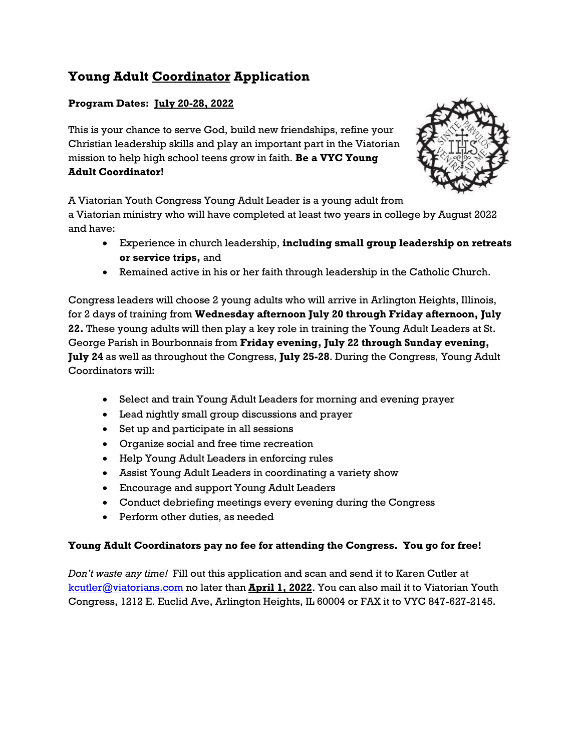# Young Adult Coordinator Application

**Program Dates: July 20-28, 2022**

This is your chance to serve God, build new friendships, refine your Christian leadership skills and play an important part in the Viatorian mission to help high school teens grow in faith. **Be a VYC Young Adult Coordinator!**

A Viatorian Youth Congress Young Adult Leader is a young adult from a Viatorian ministry who will have completed at least two years in college by August 2022 and have:

- Experience in church leadership, **including small group leadership on retreats or service trips,** and
- Remained active in his or her faith through leadership in the Catholic Church.

Congress leaders will choose 2 young adults who will arrive in Arlington Heights, Illinois, for 2 days of training from **Wednesday afternoon July 20 through Friday afternoon, July 22.** These young adults will then play a key role in training the Young Adult Leaders at St. George Parish in Bourbonnais from **Friday evening, July 22 through Sunday evening, July 24** as well as throughout the Congress, **July 25-28**. During the Congress, Young Adult Coordinators will:

- Select and train Young Adult Leaders for morning and evening prayer
- Lead nightly small group discussions and prayer
- Set up and participate in all sessions
- Organize social and free time recreation
- Help Young Adult Leaders in enforcing rules
- Assist Young Adult Leaders in coordinating a variety show
- Encourage and support Young Adult Leaders
- Conduct debriefing meetings every evening during the Congress
- Perform other duties, as needed

**Young Adult Coordinators pay no fee for attending the Congress. You go for free!**

*Don't waste any time!* Fill out this application and scan and send it to Karen Cutler at kcutler@viatorians.com no later than **April 1, 2022**. You can also mail it to Viatorian Youth Congress, 1212 E. Euclid Ave, Arlington Heights, IL 60004 or FAX it to VYC 847-627-2145.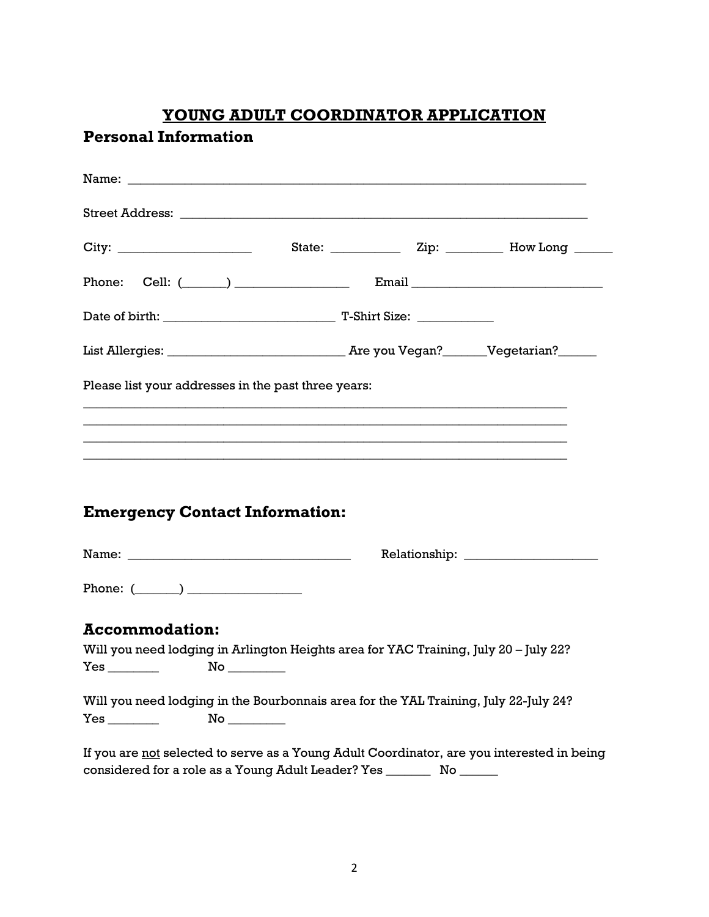# YOUNG ADULT COORDINATOR APPLICATION

## Personal Information

Name: ___________________________________________________________________

Street Address: ____________________________________________________________

City: ____________________ State: ___________ Zip: _________ How Long ______

Phone: Cell: (_______) _________________ Email _____________________________

Date of birth: __________________________ T-Shirt Size: ____________

List Allergies: ___________________________ Are you Vegan?_______Vegetarian?______

Please list your addresses in the past three years:

_________________________________________________________________________
_________________________________________________________________________
_________________________________________________________________________
_________________________________________________________________________

## Emergency Contact Information:

Name: __________________________________ Relationship: _____________________

Phone: (_______) _________________

## Accommodation:

Will you need lodging in Arlington Heights area for YAC Training, July 20 – July 22?
Yes ________ No _________

Will you need lodging in the Bourbonnais area for the YAL Training, July 22-July 24?
Yes ________ No _________

If you are not selected to serve as a Young Adult Coordinator, are you interested in being considered for a role as a Young Adult Leader? Yes _______ No ______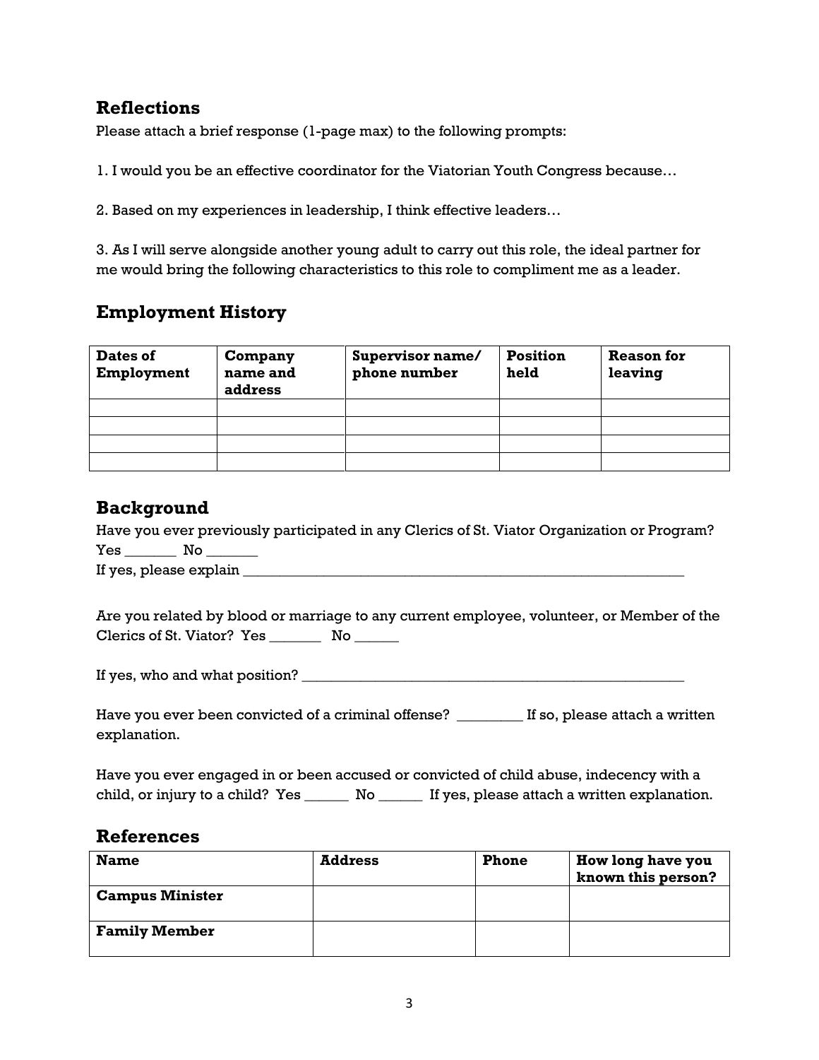## Reflections

Please attach a brief response (1-page max) to the following prompts:

1. I would you be an effective coordinator for the Viatorian Youth Congress because…

2. Based on my experiences in leadership, I think effective leaders…

3. As I will serve alongside another young adult to carry out this role, the ideal partner for me would bring the following characteristics to this role to compliment me as a leader.

## Employment History

| Dates of Employment | Company name and address | Supervisor name/ phone number | Position held | Reason for leaving |
|---|---|---|---|---|
| | | | | |
| | | | | |
| | | | | |
| | | | | |

## Background

Have you ever previously participated in any Clerics of St. Viator Organization or Program?
Yes _______ No _______
If yes, please explain ________________________________________________________________

Are you related by blood or marriage to any current employee, volunteer, or Member of the Clerics of St. Viator? Yes _______ No ______

If yes, who and what position? _____________________________________________________

Have you ever been convicted of a criminal offense? _________ If so, please attach a written explanation.

Have you ever engaged in or been accused or convicted of child abuse, indecency with a child, or injury to a child? Yes ______ No ______ If yes, please attach a written explanation.

## References

| Name | Address | Phone | How long have you known this person? |
|---|---|---|---|
| **Campus Minister** | | | |
| **Family Member** | | | |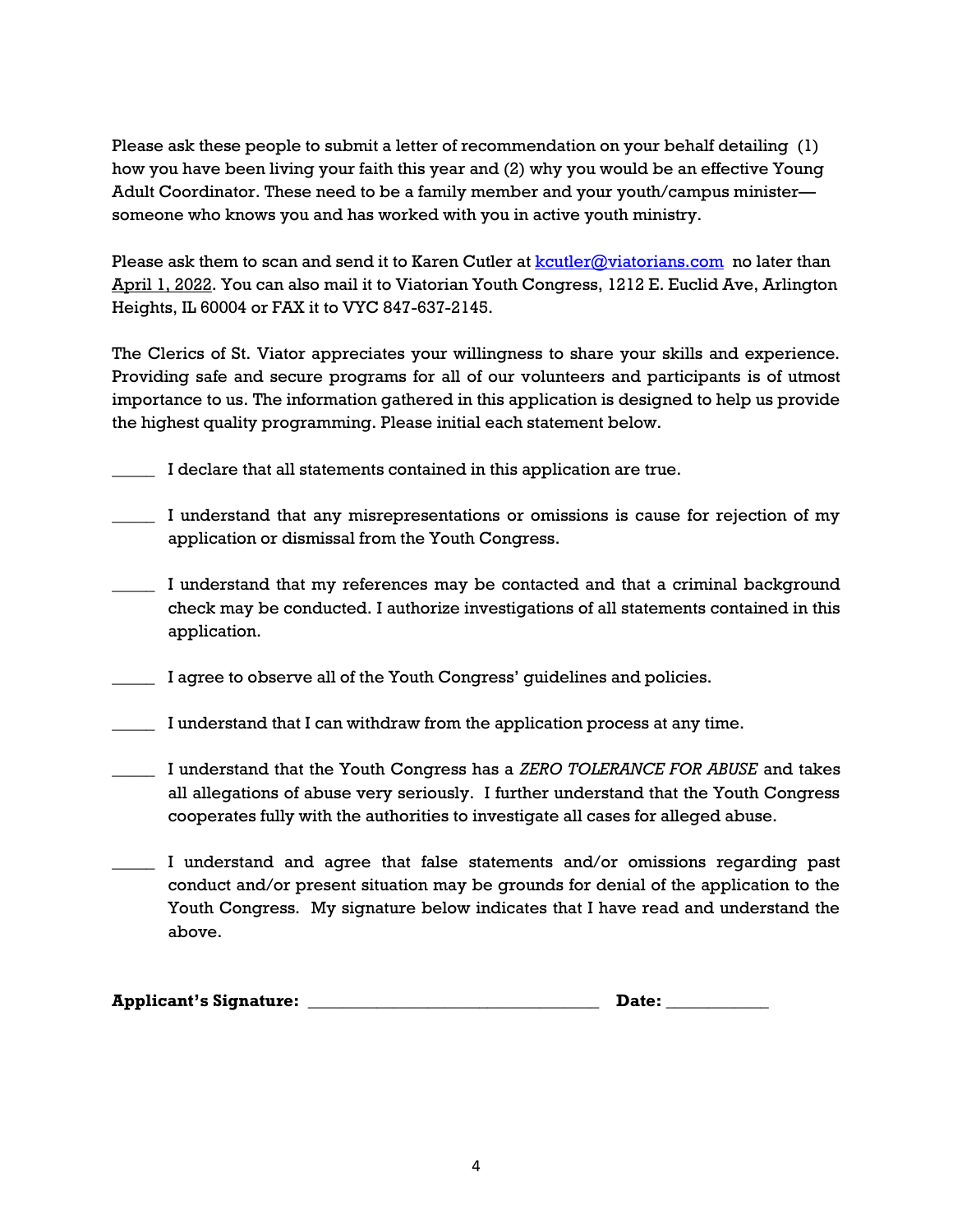Please ask these people to submit a letter of recommendation on your behalf detailing (1) how you have been living your faith this year and (2) why you would be an effective Young Adult Coordinator. These need to be a family member and your youth/campus minister—someone who knows you and has worked with you in active youth ministry.

Please ask them to scan and send it to Karen Cutler at kcutler@viatorians.com no later than April 1, 2022. You can also mail it to Viatorian Youth Congress, 1212 E. Euclid Ave, Arlington Heights, IL 60004 or FAX it to VYC 847-637-2145.

The Clerics of St. Viator appreciates your willingness to share your skills and experience. Providing safe and secure programs for all of our volunteers and participants is of utmost importance to us. The information gathered in this application is designed to help us provide the highest quality programming. Please initial each statement below.

_____ I declare that all statements contained in this application are true.

_____ I understand that any misrepresentations or omissions is cause for rejection of my application or dismissal from the Youth Congress.

_____ I understand that my references may be contacted and that a criminal background check may be conducted. I authorize investigations of all statements contained in this application.

_____ I agree to observe all of the Youth Congress' guidelines and policies.

_____ I understand that I can withdraw from the application process at any time.

_____ I understand that the Youth Congress has a *ZERO TOLERANCE FOR ABUSE* and takes all allegations of abuse very seriously. I further understand that the Youth Congress cooperates fully with the authorities to investigate all cases for alleged abuse.

_____ I understand and agree that false statements and/or omissions regarding past conduct and/or present situation may be grounds for denial of the application to the Youth Congress. My signature below indicates that I have read and understand the above.

**Applicant's Signature:** ________________________________ **Date:** ___________